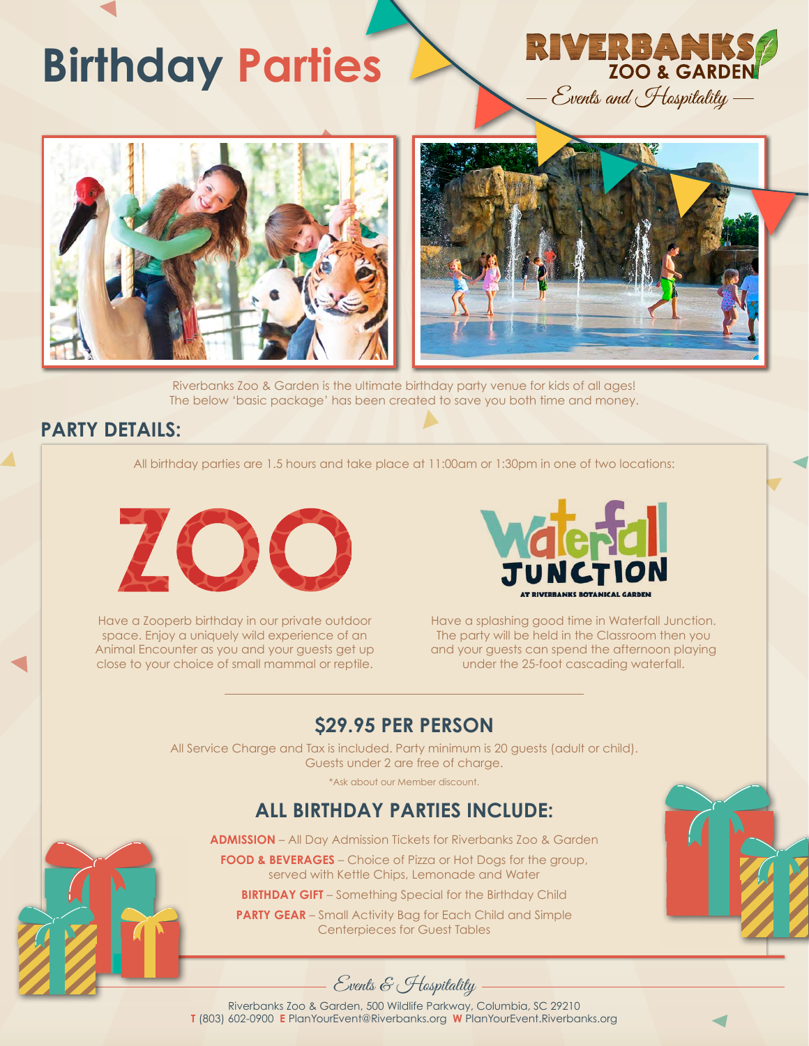# Birthday Parties

RIVERBANKS ZOO & GARDEN

— Events and Hospitality —

Riverbanks Zoo & Garden is the ultimate birthday party venue for kids of all ages!
The below 'basic package' has been created to save you both time and money.

## PARTY DETAILS:

All birthday parties are 1.5 hours and take place at 11:00am or 1:30pm in one of two locations:

### ZOO

Have a Zooperb birthday in our private outdoor space. Enjoy a uniquely wild experience of an Animal Encounter as you and your guests get up close to your choice of small mammal or reptile.

### Waterfall JUNCTION

AT RIVERBANKS BOTANICAL GARDEN

Have a splashing good time in Waterfall Junction. The party will be held in the Classroom then you and your guests can spend the afternoon playing under the 25-foot cascading waterfall.

---

## $29.95 PER PERSON

All Service Charge and Tax is included. Party minimum is 20 guests (adult or child). Guests under 2 are free of charge.

*Ask about our Member discount.

## ALL BIRTHDAY PARTIES INCLUDE:

**ADMISSION** – All Day Admission Tickets for Riverbanks Zoo & Garden

**FOOD & BEVERAGES** – Choice of Pizza or Hot Dogs for the group, served with Kettle Chips, Lemonade and Water

**BIRTHDAY GIFT** – Something Special for the Birthday Child

**PARTY GEAR** – Small Activity Bag for Each Child and Simple Centerpieces for Guest Tables

*Events & Hospitality*

Riverbanks Zoo & Garden, 500 Wildlife Parkway, Columbia, SC 29210
**T** (803) 602-0900 **E** PlanYourEvent@Riverbanks.org **W** PlanYourEvent.Riverbanks.org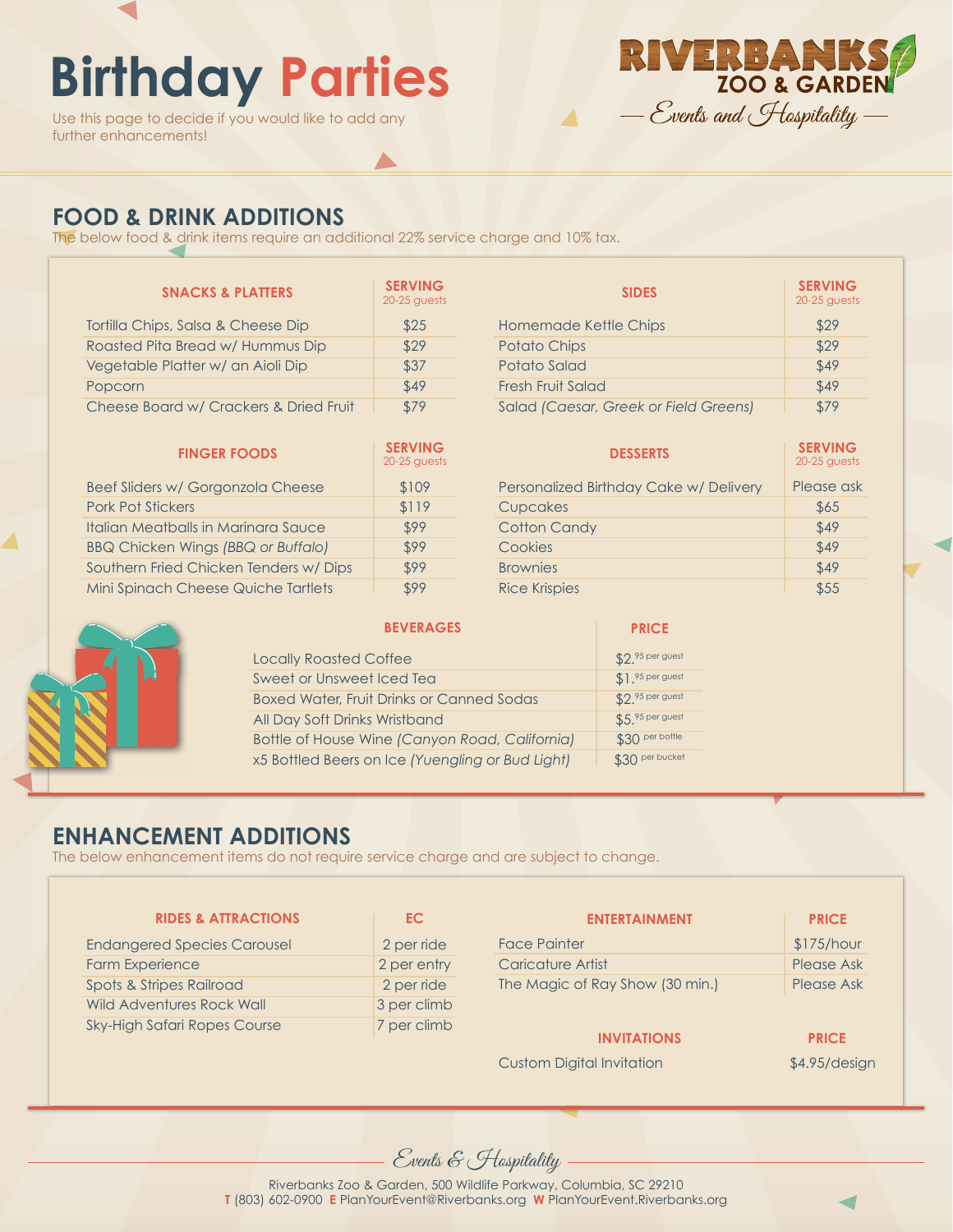# Birthday Parties

Use this page to decide if you would like to add any further enhancements!

Riverbanks Zoo & Garden — Events and Hospitality —

## FOOD & DRINK ADDITIONS

The below food & drink items require an additional 22% service charge and 10% tax.

| SNACKS & PLATTERS | SERVING 20-25 guests |
|---|---|
| Tortilla Chips, Salsa & Cheese Dip | $25 |
| Roasted Pita Bread w/ Hummus Dip | $29 |
| Vegetable Platter w/ an Aioli Dip | $37 |
| Popcorn | $49 |
| Cheese Board w/ Crackers & Dried Fruit | $79 |

| SIDES | SERVING 20-25 guests |
|---|---|
| Homemade Kettle Chips | $29 |
| Potato Chips | $29 |
| Potato Salad | $49 |
| Fresh Fruit Salad | $49 |
| Salad *(Caesar, Greek or Field Greens)* | $79 |

| FINGER FOODS | SERVING 20-25 guests |
|---|---|
| Beef Sliders w/ Gorgonzola Cheese | $109 |
| Pork Pot Stickers | $119 |
| Italian Meatballs in Marinara Sauce | $99 |
| BBQ Chicken Wings *(BBQ or Buffalo)* | $99 |
| Southern Fried Chicken Tenders w/ Dips | $99 |
| Mini Spinach Cheese Quiche Tartlets | $99 |

| DESSERTS | SERVING 20-25 guests |
|---|---|
| Personalized Birthday Cake w/ Delivery | Please ask |
| Cupcakes | $65 |
| Cotton Candy | $49 |
| Cookies | $49 |
| Brownies | $49 |
| Rice Krispies | $55 |

| BEVERAGES | PRICE |
|---|---|
| Locally Roasted Coffee | $2.95 per guest |
| Sweet or Unsweet Iced Tea | $1.95 per guest |
| Boxed Water, Fruit Drinks or Canned Sodas | $2.95 per guest |
| All Day Soft Drinks Wristband | $5.95 per guest |
| Bottle of House Wine *(Canyon Road, California)* | $30 per bottle |
| x5 Bottled Beers on Ice *(Yuengling or Bud Light)* | $30 per bucket |

## ENHANCEMENT ADDITIONS

The below enhancement items do not require service charge and are subject to change.

| RIDES & ATTRACTIONS | EC |
|---|---|
| Endangered Species Carousel | 2 per ride |
| Farm Experience | 2 per entry |
| Spots & Stripes Railroad | 2 per ride |
| Wild Adventures Rock Wall | 3 per climb |
| Sky-High Safari Ropes Course | 7 per climb |

| ENTERTAINMENT | PRICE |
|---|---|
| Face Painter | $175/hour |
| Caricature Artist | Please Ask |
| The Magic of Ray Show (30 min.) | Please Ask |

| INVITATIONS | PRICE |
|---|---|
| Custom Digital Invitation | $4.95/design |

Events & Hospitality

Riverbanks Zoo & Garden, 500 Wildlife Parkway, Columbia, SC 29210
**T** (803) 602-0900 **E** PlanYourEvent@Riverbanks.org **W** PlanYourEvent.Riverbanks.org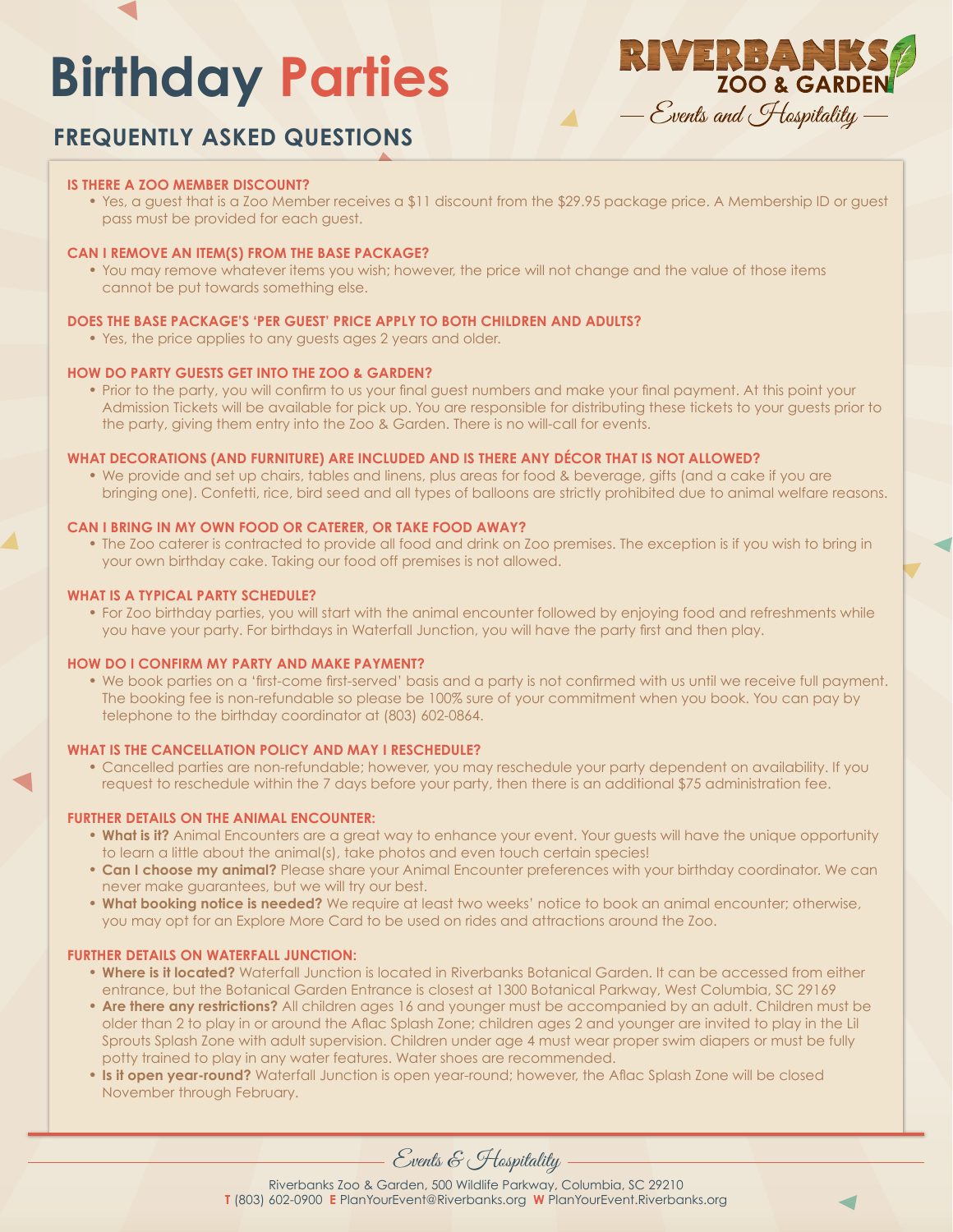# Birthday Parties

**RIVERBANKS ZOO & GARDEN**
*— Events and Hospitality —*

## FREQUENTLY ASKED QUESTIONS

### IS THERE A ZOO MEMBER DISCOUNT?

- Yes, a guest that is a Zoo Member receives a $11 discount from the $29.95 package price. A Membership ID or guest pass must be provided for each guest.

### CAN I REMOVE AN ITEM(S) FROM THE BASE PACKAGE?

- You may remove whatever items you wish; however, the price will not change and the value of those items cannot be put towards something else.

### DOES THE BASE PACKAGE'S 'PER GUEST' PRICE APPLY TO BOTH CHILDREN AND ADULTS?

- Yes, the price applies to any guests ages 2 years and older.

### HOW DO PARTY GUESTS GET INTO THE ZOO & GARDEN?

- Prior to the party, you will confirm to us your final guest numbers and make your final payment. At this point your Admission Tickets will be available for pick up. You are responsible for distributing these tickets to your guests prior to the party, giving them entry into the Zoo & Garden. There is no will-call for events.

### WHAT DECORATIONS (AND FURNITURE) ARE INCLUDED AND IS THERE ANY DÉCOR THAT IS NOT ALLOWED?

- We provide and set up chairs, tables and linens, plus areas for food & beverage, gifts (and a cake if you are bringing one). Confetti, rice, bird seed and all types of balloons are strictly prohibited due to animal welfare reasons.

### CAN I BRING IN MY OWN FOOD OR CATERER, OR TAKE FOOD AWAY?

- The Zoo caterer is contracted to provide all food and drink on Zoo premises. The exception is if you wish to bring in your own birthday cake. Taking our food off premises is not allowed.

### WHAT IS A TYPICAL PARTY SCHEDULE?

- For Zoo birthday parties, you will start with the animal encounter followed by enjoying food and refreshments while you have your party. For birthdays in Waterfall Junction, you will have the party first and then play.

### HOW DO I CONFIRM MY PARTY AND MAKE PAYMENT?

- We book parties on a 'first-come first-served' basis and a party is not confirmed with us until we receive full payment. The booking fee is non-refundable so please be 100% sure of your commitment when you book. You can pay by telephone to the birthday coordinator at (803) 602-0864.

### WHAT IS THE CANCELLATION POLICY AND MAY I RESCHEDULE?

- Cancelled parties are non-refundable; however, you may reschedule your party dependent on availability. If you request to reschedule within the 7 days before your party, then there is an additional $75 administration fee.

### FURTHER DETAILS ON THE ANIMAL ENCOUNTER:

- **What is it?** Animal Encounters are a great way to enhance your event. Your guests will have the unique opportunity to learn a little about the animal(s), take photos and even touch certain species!
- **Can I choose my animal?** Please share your Animal Encounter preferences with your birthday coordinator. We can never make guarantees, but we will try our best.
- **What booking notice is needed?** We require at least two weeks' notice to book an animal encounter; otherwise, you may opt for an Explore More Card to be used on rides and attractions around the Zoo.

### FURTHER DETAILS ON WATERFALL JUNCTION:

- **Where is it located?** Waterfall Junction is located in Riverbanks Botanical Garden. It can be accessed from either entrance, but the Botanical Garden Entrance is closest at 1300 Botanical Parkway, West Columbia, SC 29169
- **Are there any restrictions?** All children ages 16 and younger must be accompanied by an adult. Children must be older than 2 to play in or around the Aflac Splash Zone; children ages 2 and younger are invited to play in the Lil Sprouts Splash Zone with adult supervision. Children under age 4 must wear proper swim diapers or must be fully potty trained to play in any water features. Water shoes are recommended.
- **Is it open year-round?** Waterfall Junction is open year-round; however, the Aflac Splash Zone will be closed November through February.

*Events & Hospitality*

Riverbanks Zoo & Garden, 500 Wildlife Parkway, Columbia, SC 29210
**T** (803) 602-0900 **E** PlanYourEvent@Riverbanks.org **W** PlanYourEvent.Riverbanks.org